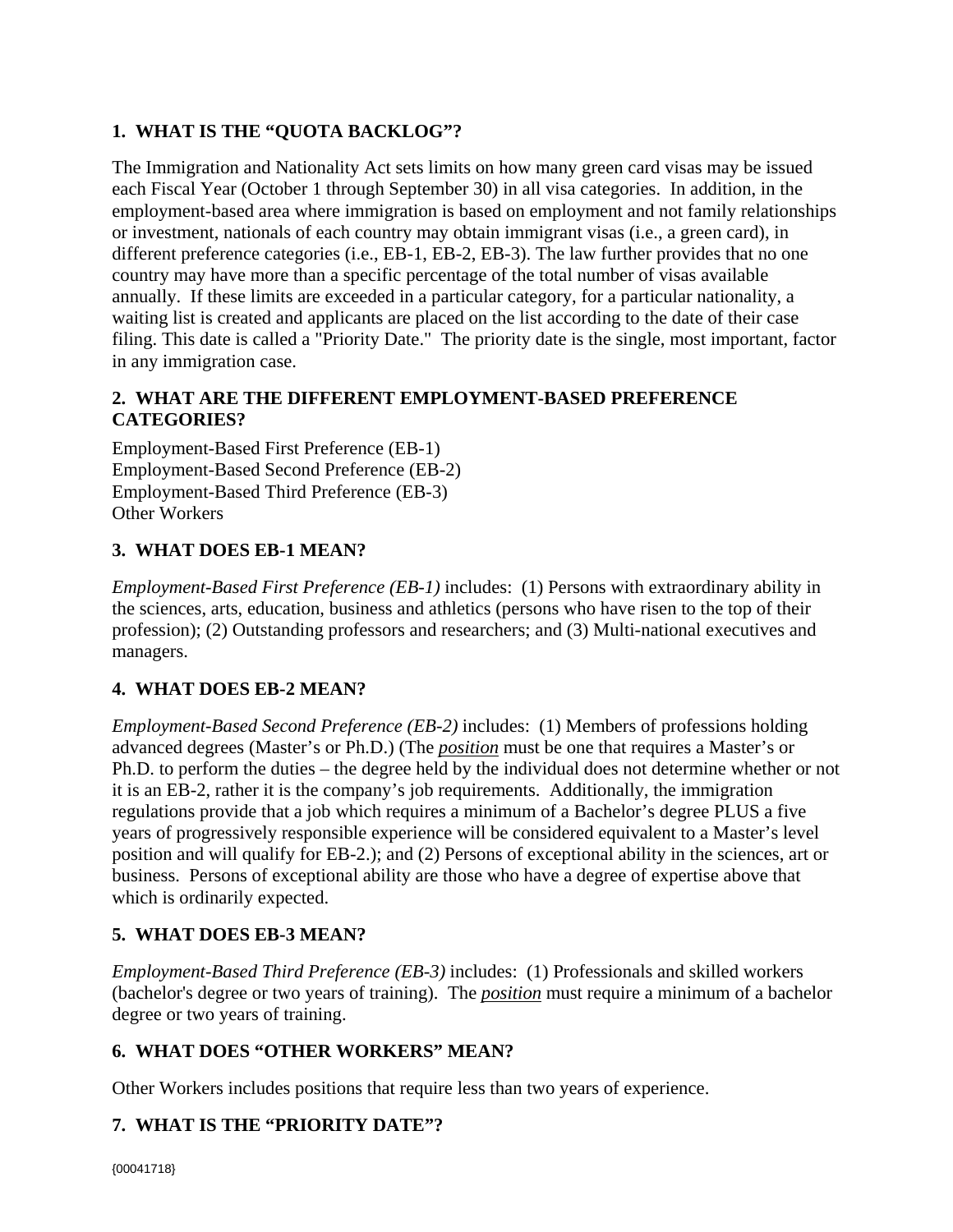## 1. WHAT IS THE "QUOTA BACKLOG"?

The Immigration and Nationality Act sets limits on how many green card visas may be issued each Fiscal Year (October 1 through September 30) in all visa categories. In addition, in the employment-based area where immigration is based on employment and not family relationships or investment, nationals of each country may obtain immigrant visas (i.e., a green card), in different preference categories (i.e., EB-1, EB-2, EB-3). The law further provides that no one country may have more than a specific percentage of the total number of visas available annually. If these limits are exceeded in a particular category, for a particular nationality, a waiting list is created and applicants are placed on the list according to the date of their case filing. This date is called a "Priority Date." The priority date is the single, most important, factor in any immigration case.

## 2. WHAT ARE THE DIFFERENT EMPLOYMENT-BASED PREFERENCE CATEGORIES?

Employment-Based First Preference (EB-1)
Employment-Based Second Preference (EB-2)
Employment-Based Third Preference (EB-3)
Other Workers

## 3. WHAT DOES EB-1 MEAN?

*Employment-Based First Preference (EB-1)* includes: (1) Persons with extraordinary ability in the sciences, arts, education, business and athletics (persons who have risen to the top of their profession); (2) Outstanding professors and researchers; and (3) Multi-national executives and managers.

## 4. WHAT DOES EB-2 MEAN?

*Employment-Based Second Preference (EB-2)* includes: (1) Members of professions holding advanced degrees (Master's or Ph.D.) (The ***position*** must be one that requires a Master's or Ph.D. to perform the duties – the degree held by the individual does not determine whether or not it is an EB-2, rather it is the company's job requirements. Additionally, the immigration regulations provide that a job which requires a minimum of a Bachelor's degree PLUS a five years of progressively responsible experience will be considered equivalent to a Master's level position and will qualify for EB-2.); and (2) Persons of exceptional ability in the sciences, art or business. Persons of exceptional ability are those who have a degree of expertise above that which is ordinarily expected.

## 5. WHAT DOES EB-3 MEAN?

*Employment-Based Third Preference (EB-3)* includes: (1) Professionals and skilled workers (bachelor's degree or two years of training). The ***position*** must require a minimum of a bachelor degree or two years of training.

## 6. WHAT DOES "OTHER WORKERS" MEAN?

Other Workers includes positions that require less than two years of experience.

## 7. WHAT IS THE "PRIORITY DATE"?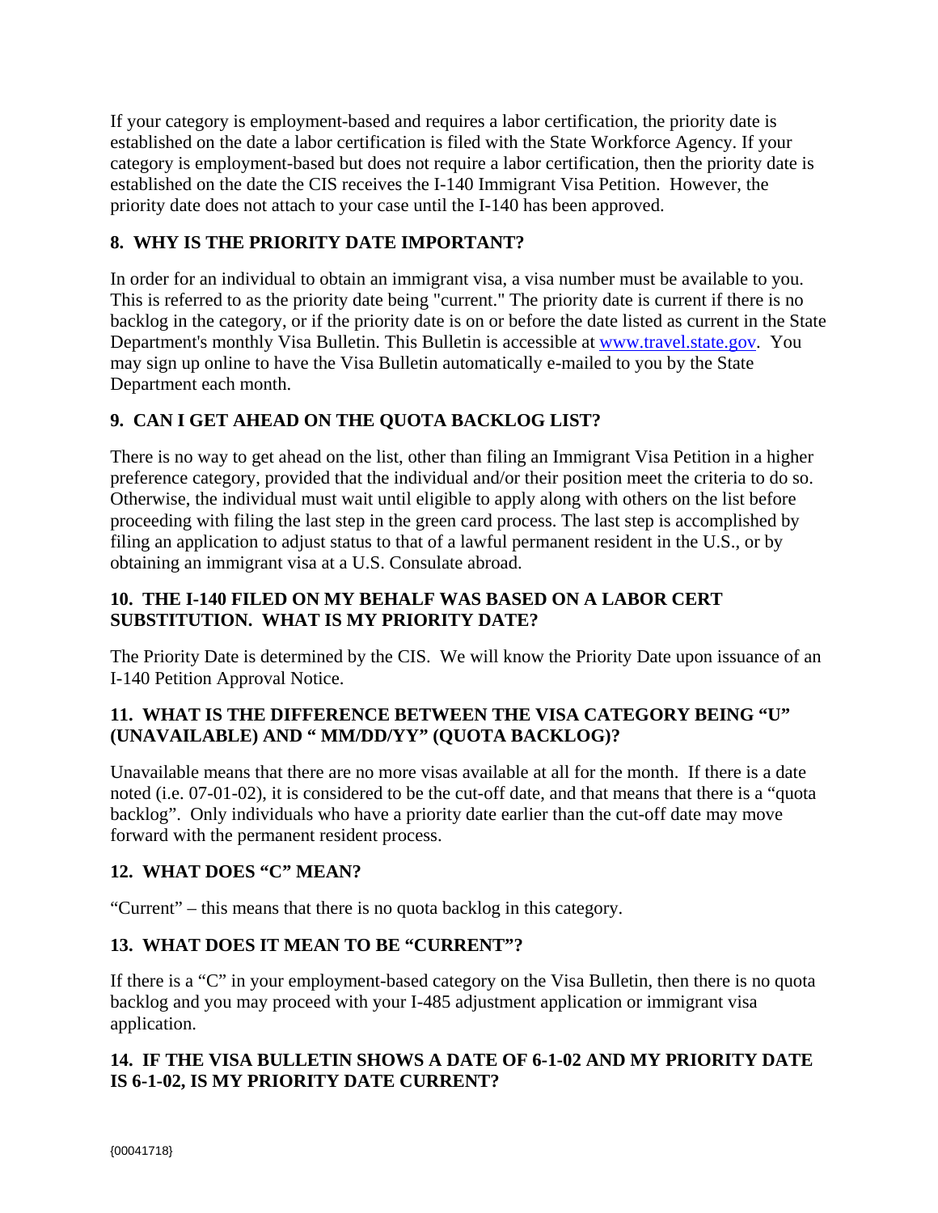If your category is employment-based and requires a labor certification, the priority date is established on the date a labor certification is filed with the State Workforce Agency. If your category is employment-based but does not require a labor certification, then the priority date is established on the date the CIS receives the I-140 Immigrant Visa Petition. However, the priority date does not attach to your case until the I-140 has been approved.

### 8. WHY IS THE PRIORITY DATE IMPORTANT?

In order for an individual to obtain an immigrant visa, a visa number must be available to you. This is referred to as the priority date being "current." The priority date is current if there is no backlog in the category, or if the priority date is on or before the date listed as current in the State Department's monthly Visa Bulletin. This Bulletin is accessible at [www.travel.state.gov](www.travel.state.gov). You may sign up online to have the Visa Bulletin automatically e-mailed to you by the State Department each month.

### 9. CAN I GET AHEAD ON THE QUOTA BACKLOG LIST?

There is no way to get ahead on the list, other than filing an Immigrant Visa Petition in a higher preference category, provided that the individual and/or their position meet the criteria to do so. Otherwise, the individual must wait until eligible to apply along with others on the list before proceeding with filing the last step in the green card process. The last step is accomplished by filing an application to adjust status to that of a lawful permanent resident in the U.S., or by obtaining an immigrant visa at a U.S. Consulate abroad.

### 10. THE I-140 FILED ON MY BEHALF WAS BASED ON A LABOR CERT SUBSTITUTION. WHAT IS MY PRIORITY DATE?

The Priority Date is determined by the CIS. We will know the Priority Date upon issuance of an I-140 Petition Approval Notice.

### 11. WHAT IS THE DIFFERENCE BETWEEN THE VISA CATEGORY BEING "U" (UNAVAILABLE) AND " MM/DD/YY" (QUOTA BACKLOG)?

Unavailable means that there are no more visas available at all for the month. If there is a date noted (i.e. 07-01-02), it is considered to be the cut-off date, and that means that there is a "quota backlog". Only individuals who have a priority date earlier than the cut-off date may move forward with the permanent resident process.

### 12. WHAT DOES "C" MEAN?

"Current" – this means that there is no quota backlog in this category.

### 13. WHAT DOES IT MEAN TO BE "CURRENT"?

If there is a "C" in your employment-based category on the Visa Bulletin, then there is no quota backlog and you may proceed with your I-485 adjustment application or immigrant visa application.

### 14. IF THE VISA BULLETIN SHOWS A DATE OF 6-1-02 AND MY PRIORITY DATE IS 6-1-02, IS MY PRIORITY DATE CURRENT?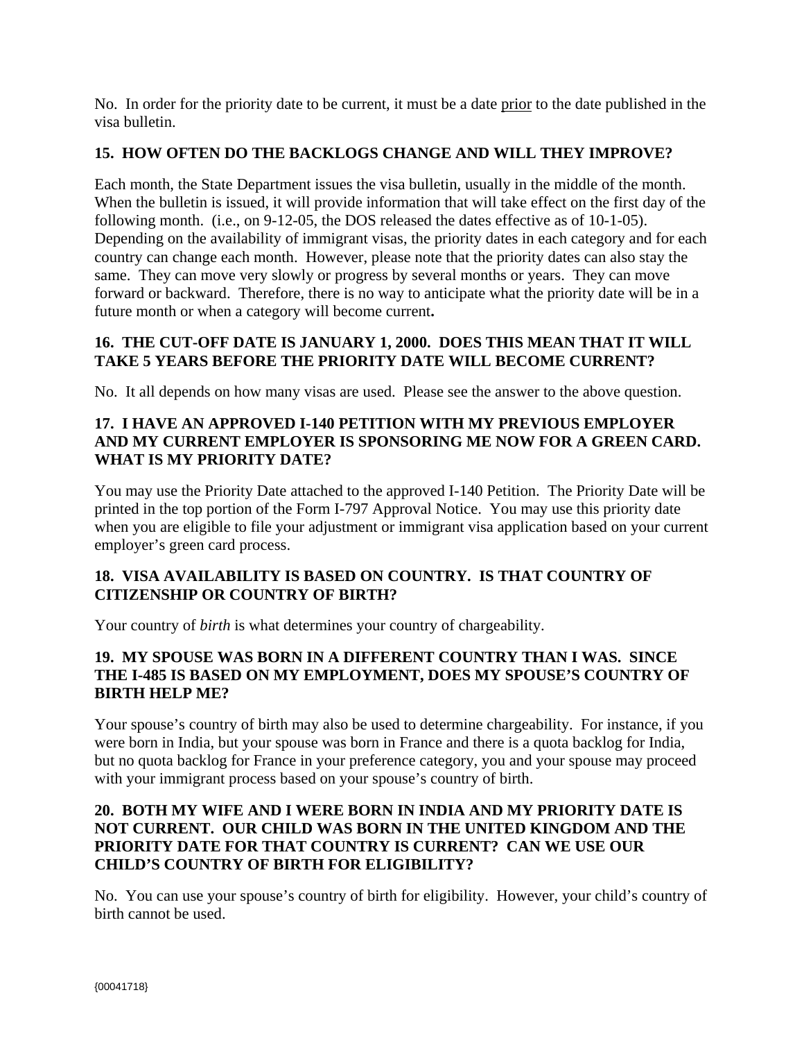No. In order for the priority date to be current, it must be a date prior to the date published in the visa bulletin.

### 15. HOW OFTEN DO THE BACKLOGS CHANGE AND WILL THEY IMPROVE?

Each month, the State Department issues the visa bulletin, usually in the middle of the month. When the bulletin is issued, it will provide information that will take effect on the first day of the following month. (i.e., on 9-12-05, the DOS released the dates effective as of 10-1-05). Depending on the availability of immigrant visas, the priority dates in each category and for each country can change each month. However, please note that the priority dates can also stay the same. They can move very slowly or progress by several months or years. They can move forward or backward. Therefore, there is no way to anticipate what the priority date will be in a future month or when a category will become current**.**

### 16. THE CUT-OFF DATE IS JANUARY 1, 2000. DOES THIS MEAN THAT IT WILL TAKE 5 YEARS BEFORE THE PRIORITY DATE WILL BECOME CURRENT?

No. It all depends on how many visas are used. Please see the answer to the above question.

### 17. I HAVE AN APPROVED I-140 PETITION WITH MY PREVIOUS EMPLOYER AND MY CURRENT EMPLOYER IS SPONSORING ME NOW FOR A GREEN CARD. WHAT IS MY PRIORITY DATE?

You may use the Priority Date attached to the approved I-140 Petition. The Priority Date will be printed in the top portion of the Form I-797 Approval Notice. You may use this priority date when you are eligible to file your adjustment or immigrant visa application based on your current employer's green card process.

### 18. VISA AVAILABILITY IS BASED ON COUNTRY. IS THAT COUNTRY OF CITIZENSHIP OR COUNTRY OF BIRTH?

Your country of *birth* is what determines your country of chargeability.

### 19. MY SPOUSE WAS BORN IN A DIFFERENT COUNTRY THAN I WAS. SINCE THE I-485 IS BASED ON MY EMPLOYMENT, DOES MY SPOUSE'S COUNTRY OF BIRTH HELP ME?

Your spouse's country of birth may also be used to determine chargeability. For instance, if you were born in India, but your spouse was born in France and there is a quota backlog for India, but no quota backlog for France in your preference category, you and your spouse may proceed with your immigrant process based on your spouse's country of birth.

### 20. BOTH MY WIFE AND I WERE BORN IN INDIA AND MY PRIORITY DATE IS NOT CURRENT. OUR CHILD WAS BORN IN THE UNITED KINGDOM AND THE PRIORITY DATE FOR THAT COUNTRY IS CURRENT? CAN WE USE OUR CHILD'S COUNTRY OF BIRTH FOR ELIGIBILITY?

No. You can use your spouse's country of birth for eligibility. However, your child's country of birth cannot be used.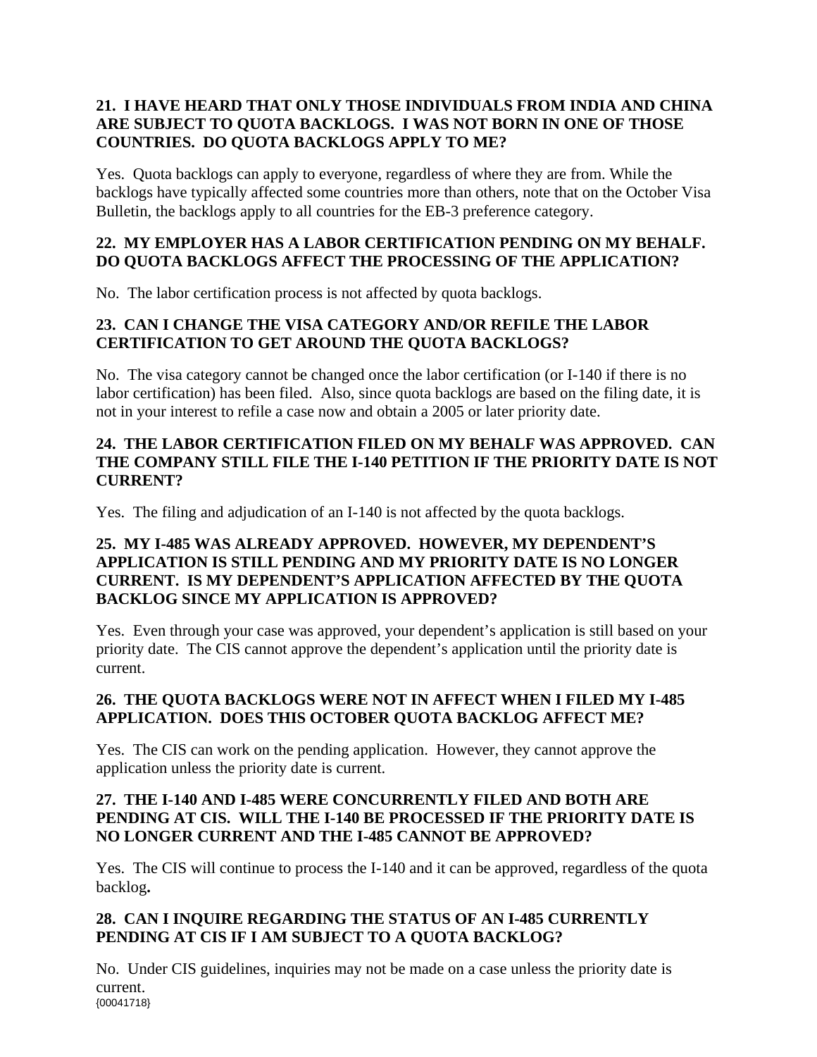### 21. I HAVE HEARD THAT ONLY THOSE INDIVIDUALS FROM INDIA AND CHINA ARE SUBJECT TO QUOTA BACKLOGS. I WAS NOT BORN IN ONE OF THOSE COUNTRIES. DO QUOTA BACKLOGS APPLY TO ME?

Yes. Quota backlogs can apply to everyone, regardless of where they are from. While the backlogs have typically affected some countries more than others, note that on the October Visa Bulletin, the backlogs apply to all countries for the EB-3 preference category.

### 22. MY EMPLOYER HAS A LABOR CERTIFICATION PENDING ON MY BEHALF. DO QUOTA BACKLOGS AFFECT THE PROCESSING OF THE APPLICATION?

No. The labor certification process is not affected by quota backlogs.

### 23. CAN I CHANGE THE VISA CATEGORY AND/OR REFILE THE LABOR CERTIFICATION TO GET AROUND THE QUOTA BACKLOGS?

No. The visa category cannot be changed once the labor certification (or I-140 if there is no labor certification) has been filed. Also, since quota backlogs are based on the filing date, it is not in your interest to refile a case now and obtain a 2005 or later priority date.

### 24. THE LABOR CERTIFICATION FILED ON MY BEHALF WAS APPROVED. CAN THE COMPANY STILL FILE THE I-140 PETITION IF THE PRIORITY DATE IS NOT CURRENT?

Yes. The filing and adjudication of an I-140 is not affected by the quota backlogs.

### 25. MY I-485 WAS ALREADY APPROVED. HOWEVER, MY DEPENDENT'S APPLICATION IS STILL PENDING AND MY PRIORITY DATE IS NO LONGER CURRENT. IS MY DEPENDENT'S APPLICATION AFFECTED BY THE QUOTA BACKLOG SINCE MY APPLICATION IS APPROVED?

Yes. Even through your case was approved, your dependent's application is still based on your priority date. The CIS cannot approve the dependent's application until the priority date is current.

### 26. THE QUOTA BACKLOGS WERE NOT IN AFFECT WHEN I FILED MY I-485 APPLICATION. DOES THIS OCTOBER QUOTA BACKLOG AFFECT ME?

Yes. The CIS can work on the pending application. However, they cannot approve the application unless the priority date is current.

### 27. THE I-140 AND I-485 WERE CONCURRENTLY FILED AND BOTH ARE PENDING AT CIS. WILL THE I-140 BE PROCESSED IF THE PRIORITY DATE IS NO LONGER CURRENT AND THE I-485 CANNOT BE APPROVED?

Yes. The CIS will continue to process the I-140 and it can be approved, regardless of the quota backlog**.**

### 28. CAN I INQUIRE REGARDING THE STATUS OF AN I-485 CURRENTLY PENDING AT CIS IF I AM SUBJECT TO A QUOTA BACKLOG?

No. Under CIS guidelines, inquiries may not be made on a case unless the priority date is current.

{00041718}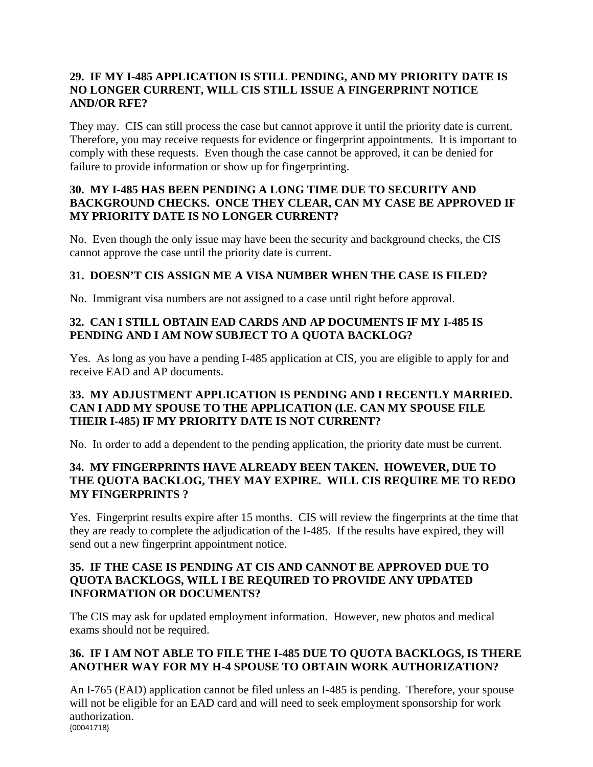**29. IF MY I-485 APPLICATION IS STILL PENDING, AND MY PRIORITY DATE IS NO LONGER CURRENT, WILL CIS STILL ISSUE A FINGERPRINT NOTICE AND/OR RFE?**

They may. CIS can still process the case but cannot approve it until the priority date is current. Therefore, you may receive requests for evidence or fingerprint appointments. It is important to comply with these requests. Even though the case cannot be approved, it can be denied for failure to provide information or show up for fingerprinting.

**30. MY I-485 HAS BEEN PENDING A LONG TIME DUE TO SECURITY AND BACKGROUND CHECKS. ONCE THEY CLEAR, CAN MY CASE BE APPROVED IF MY PRIORITY DATE IS NO LONGER CURRENT?**

No. Even though the only issue may have been the security and background checks, the CIS cannot approve the case until the priority date is current.

**31. DOESN'T CIS ASSIGN ME A VISA NUMBER WHEN THE CASE IS FILED?**

No. Immigrant visa numbers are not assigned to a case until right before approval.

**32. CAN I STILL OBTAIN EAD CARDS AND AP DOCUMENTS IF MY I-485 IS PENDING AND I AM NOW SUBJECT TO A QUOTA BACKLOG?**

Yes. As long as you have a pending I-485 application at CIS, you are eligible to apply for and receive EAD and AP documents.

**33. MY ADJUSTMENT APPLICATION IS PENDING AND I RECENTLY MARRIED. CAN I ADD MY SPOUSE TO THE APPLICATION (I.E. CAN MY SPOUSE FILE THEIR I-485) IF MY PRIORITY DATE IS NOT CURRENT?**

No. In order to add a dependent to the pending application, the priority date must be current.

**34. MY FINGERPRINTS HAVE ALREADY BEEN TAKEN. HOWEVER, DUE TO THE QUOTA BACKLOG, THEY MAY EXPIRE. WILL CIS REQUIRE ME TO REDO MY FINGERPRINTS ?**

Yes. Fingerprint results expire after 15 months. CIS will review the fingerprints at the time that they are ready to complete the adjudication of the I-485. If the results have expired, they will send out a new fingerprint appointment notice.

**35. IF THE CASE IS PENDING AT CIS AND CANNOT BE APPROVED DUE TO QUOTA BACKLOGS, WILL I BE REQUIRED TO PROVIDE ANY UPDATED INFORMATION OR DOCUMENTS?**

The CIS may ask for updated employment information. However, new photos and medical exams should not be required.

**36. IF I AM NOT ABLE TO FILE THE I-485 DUE TO QUOTA BACKLOGS, IS THERE ANOTHER WAY FOR MY H-4 SPOUSE TO OBTAIN WORK AUTHORIZATION?**

An I-765 (EAD) application cannot be filed unless an I-485 is pending. Therefore, your spouse will not be eligible for an EAD card and will need to seek employment sponsorship for work authorization.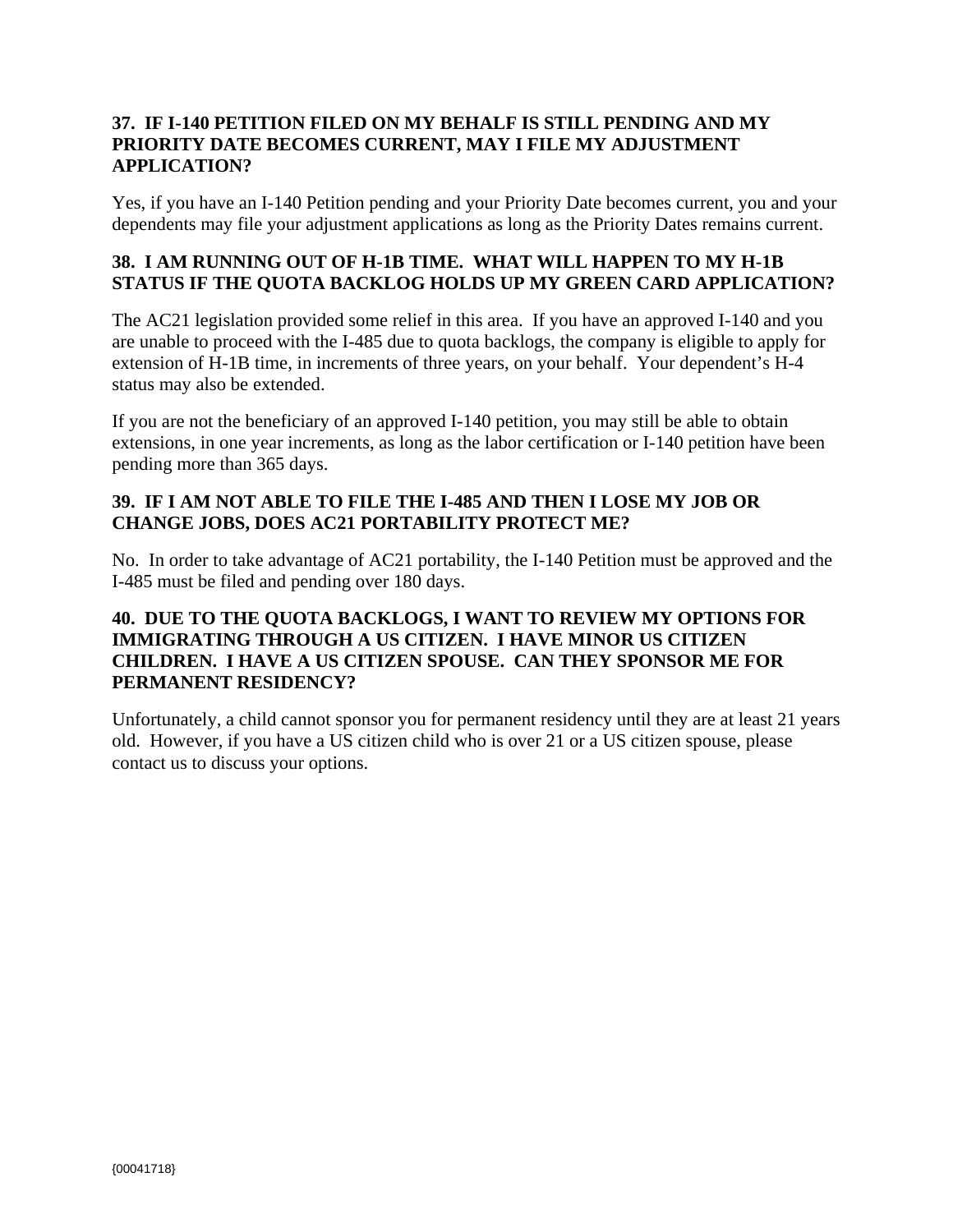**37. IF I-140 PETITION FILED ON MY BEHALF IS STILL PENDING AND MY PRIORITY DATE BECOMES CURRENT, MAY I FILE MY ADJUSTMENT APPLICATION?**

Yes, if you have an I-140 Petition pending and your Priority Date becomes current, you and your dependents may file your adjustment applications as long as the Priority Dates remains current.

**38. I AM RUNNING OUT OF H-1B TIME. WHAT WILL HAPPEN TO MY H-1B STATUS IF THE QUOTA BACKLOG HOLDS UP MY GREEN CARD APPLICATION?**

The AC21 legislation provided some relief in this area. If you have an approved I-140 and you are unable to proceed with the I-485 due to quota backlogs, the company is eligible to apply for extension of H-1B time, in increments of three years, on your behalf. Your dependent's H-4 status may also be extended.

If you are not the beneficiary of an approved I-140 petition, you may still be able to obtain extensions, in one year increments, as long as the labor certification or I-140 petition have been pending more than 365 days.

**39. IF I AM NOT ABLE TO FILE THE I-485 AND THEN I LOSE MY JOB OR CHANGE JOBS, DOES AC21 PORTABILITY PROTECT ME?**

No. In order to take advantage of AC21 portability, the I-140 Petition must be approved and the I-485 must be filed and pending over 180 days.

**40. DUE TO THE QUOTA BACKLOGS, I WANT TO REVIEW MY OPTIONS FOR IMMIGRATING THROUGH A US CITIZEN. I HAVE MINOR US CITIZEN CHILDREN. I HAVE A US CITIZEN SPOUSE. CAN THEY SPONSOR ME FOR PERMANENT RESIDENCY?**

Unfortunately, a child cannot sponsor you for permanent residency until they are at least 21 years old. However, if you have a US citizen child who is over 21 or a US citizen spouse, please contact us to discuss your options.